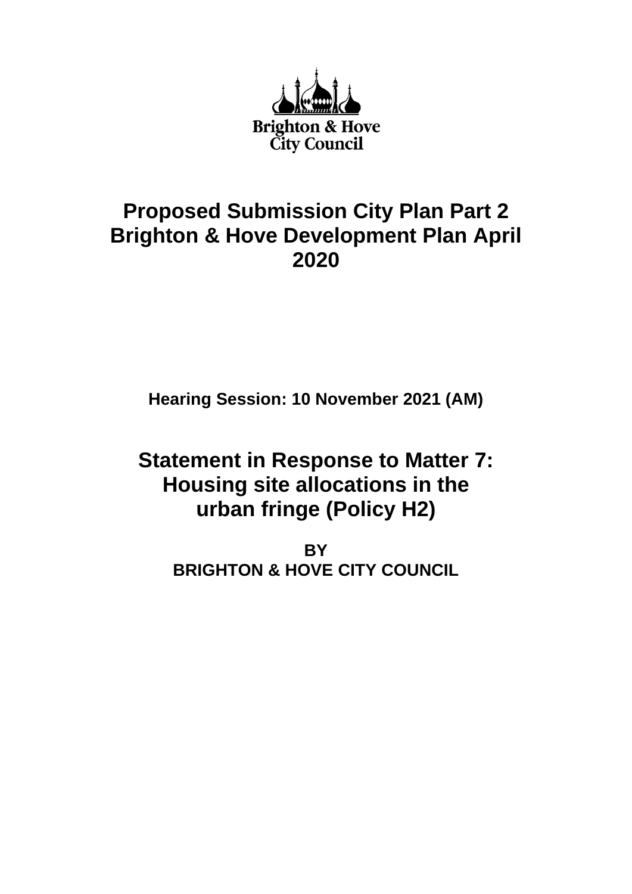Brighton & Hove City Council

# Proposed Submission City Plan Part 2 Brighton & Hove Development Plan April 2020

**Hearing Session: 10 November 2021 (AM)**

## Statement in Response to Matter 7: Housing site allocations in the urban fringe (Policy H2)

**BY**
**BRIGHTON & HOVE CITY COUNCIL**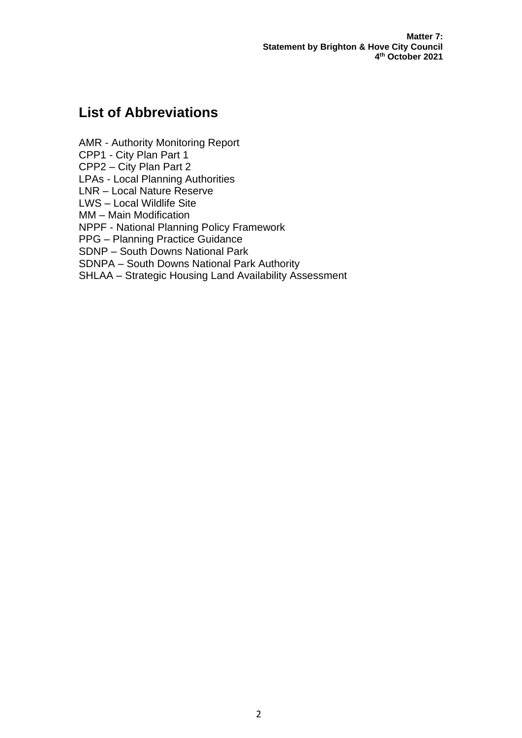## List of Abbreviations

AMR - Authority Monitoring Report
CPP1 - City Plan Part 1
CPP2 – City Plan Part 2
LPAs - Local Planning Authorities
LNR – Local Nature Reserve
LWS – Local Wildlife Site
MM – Main Modification
NPPF - National Planning Policy Framework
PPG – Planning Practice Guidance
SDNP – South Downs National Park
SDNPA – South Downs National Park Authority
SHLAA – Strategic Housing Land Availability Assessment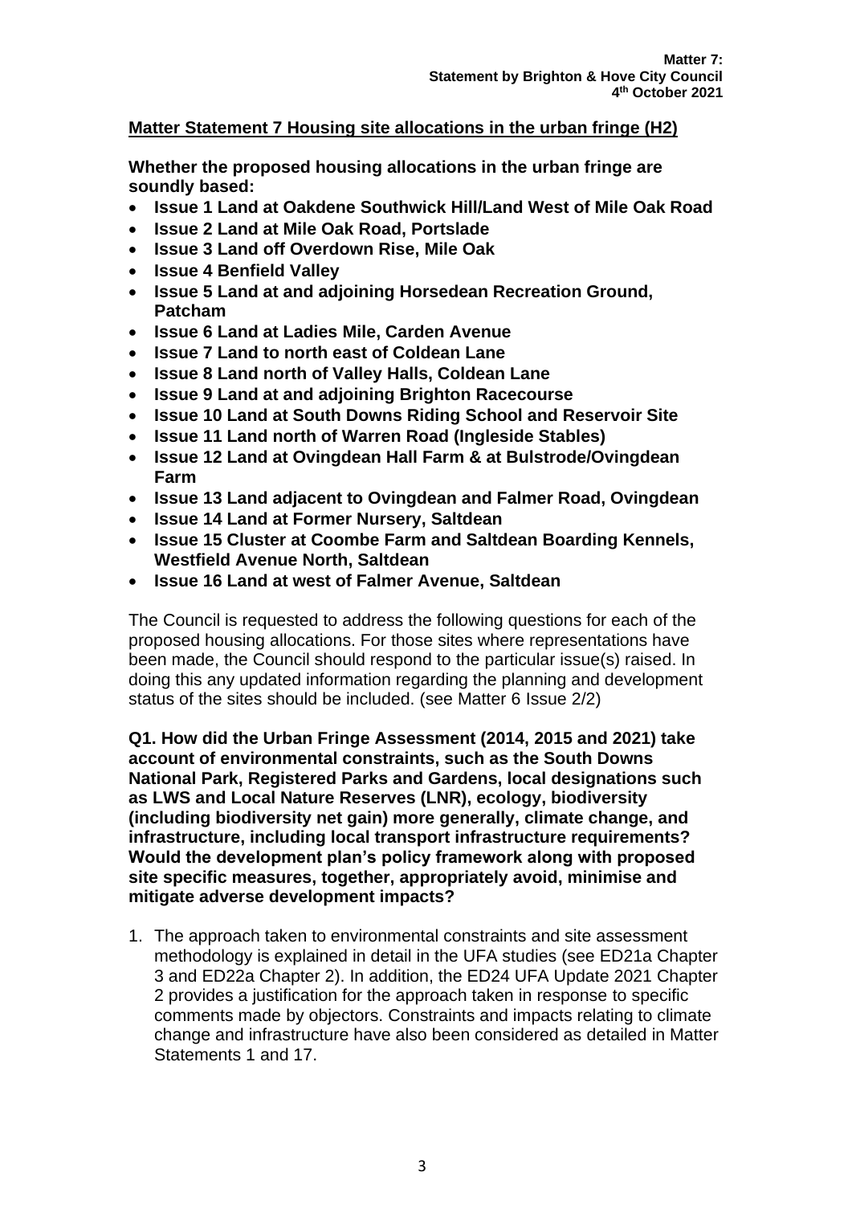Matter 7:
Statement by Brighton & Hove City Council
4th October 2021

## Matter Statement 7 Housing site allocations in the urban fringe (H2)

**Whether the proposed housing allocations in the urban fringe are soundly based:**

- **Issue 1 Land at Oakdene Southwick Hill/Land West of Mile Oak Road**
- **Issue 2 Land at Mile Oak Road, Portslade**
- **Issue 3 Land off Overdown Rise, Mile Oak**
- **Issue 4 Benfield Valley**
- **Issue 5 Land at and adjoining Horsedean Recreation Ground, Patcham**
- **Issue 6 Land at Ladies Mile, Carden Avenue**
- **Issue 7 Land to north east of Coldean Lane**
- **Issue 8 Land north of Valley Halls, Coldean Lane**
- **Issue 9 Land at and adjoining Brighton Racecourse**
- **Issue 10 Land at South Downs Riding School and Reservoir Site**
- **Issue 11 Land north of Warren Road (Ingleside Stables)**
- **Issue 12 Land at Ovingdean Hall Farm & at Bulstrode/Ovingdean Farm**
- **Issue 13 Land adjacent to Ovingdean and Falmer Road, Ovingdean**
- **Issue 14 Land at Former Nursery, Saltdean**
- **Issue 15 Cluster at Coombe Farm and Saltdean Boarding Kennels, Westfield Avenue North, Saltdean**
- **Issue 16 Land at west of Falmer Avenue, Saltdean**

The Council is requested to address the following questions for each of the proposed housing allocations. For those sites where representations have been made, the Council should respond to the particular issue(s) raised. In doing this any updated information regarding the planning and development status of the sites should be included. (see Matter 6 Issue 2/2)

**Q1. How did the Urban Fringe Assessment (2014, 2015 and 2021) take account of environmental constraints, such as the South Downs National Park, Registered Parks and Gardens, local designations such as LWS and Local Nature Reserves (LNR), ecology, biodiversity (including biodiversity net gain) more generally, climate change, and infrastructure, including local transport infrastructure requirements? Would the development plan's policy framework along with proposed site specific measures, together, appropriately avoid, minimise and mitigate adverse development impacts?**

1. The approach taken to environmental constraints and site assessment methodology is explained in detail in the UFA studies (see ED21a Chapter 3 and ED22a Chapter 2). In addition, the ED24 UFA Update 2021 Chapter 2 provides a justification for the approach taken in response to specific comments made by objectors. Constraints and impacts relating to climate change and infrastructure have also been considered as detailed in Matter Statements 1 and 17.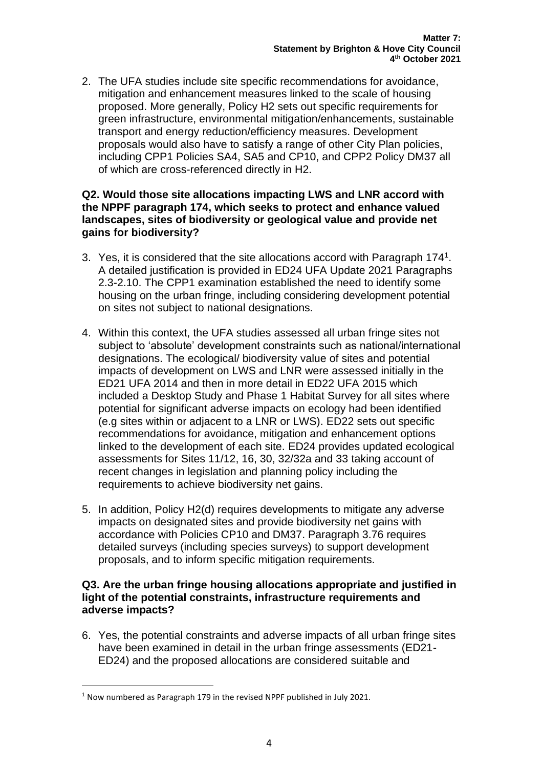2. The UFA studies include site specific recommendations for avoidance, mitigation and enhancement measures linked to the scale of housing proposed. More generally, Policy H2 sets out specific requirements for green infrastructure, environmental mitigation/enhancements, sustainable transport and energy reduction/efficiency measures. Development proposals would also have to satisfy a range of other City Plan policies, including CPP1 Policies SA4, SA5 and CP10, and CPP2 Policy DM37 all of which are cross-referenced directly in H2.

**Q2. Would those site allocations impacting LWS and LNR accord with the NPPF paragraph 174, which seeks to protect and enhance valued landscapes, sites of biodiversity or geological value and provide net gains for biodiversity?**

3. Yes, it is considered that the site allocations accord with Paragraph 174[1]. A detailed justification is provided in ED24 UFA Update 2021 Paragraphs 2.3-2.10. The CPP1 examination established the need to identify some housing on the urban fringe, including considering development potential on sites not subject to national designations.

4. Within this context, the UFA studies assessed all urban fringe sites not subject to 'absolute' development constraints such as national/international designations. The ecological/ biodiversity value of sites and potential impacts of development on LWS and LNR were assessed initially in the ED21 UFA 2014 and then in more detail in ED22 UFA 2015 which included a Desktop Study and Phase 1 Habitat Survey for all sites where potential for significant adverse impacts on ecology had been identified (e.g sites within or adjacent to a LNR or LWS). ED22 sets out specific recommendations for avoidance, mitigation and enhancement options linked to the development of each site. ED24 provides updated ecological assessments for Sites 11/12, 16, 30, 32/32a and 33 taking account of recent changes in legislation and planning policy including the requirements to achieve biodiversity net gains.

5. In addition, Policy H2(d) requires developments to mitigate any adverse impacts on designated sites and provide biodiversity net gains with accordance with Policies CP10 and DM37. Paragraph 3.76 requires detailed surveys (including species surveys) to support development proposals, and to inform specific mitigation requirements.

**Q3. Are the urban fringe housing allocations appropriate and justified in light of the potential constraints, infrastructure requirements and adverse impacts?**

6. Yes, the potential constraints and adverse impacts of all urban fringe sites have been examined in detail in the urban fringe assessments (ED21-ED24) and the proposed allocations are considered suitable and

[1] Now numbered as Paragraph 179 in the revised NPPF published in July 2021.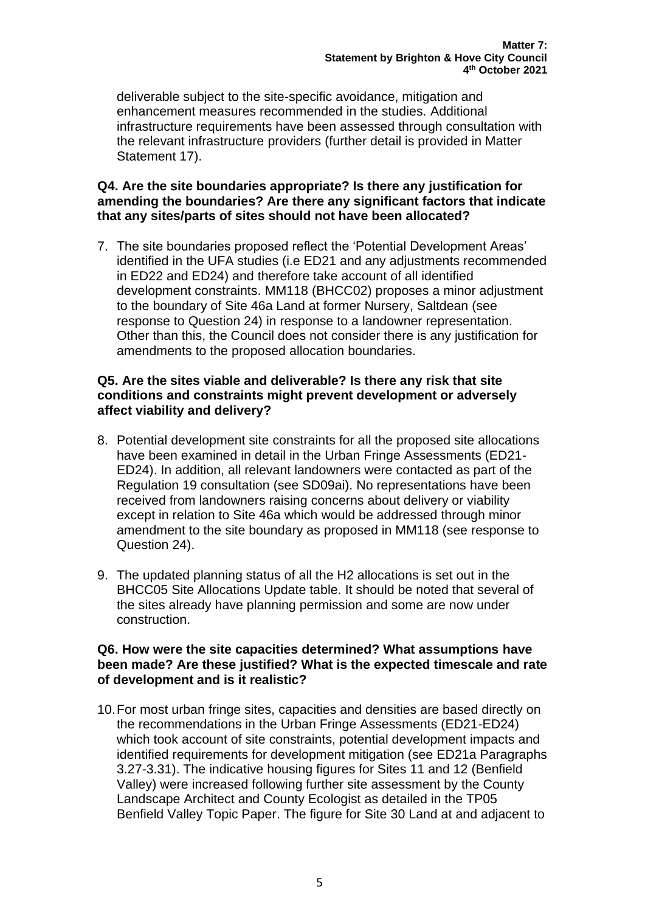deliverable subject to the site-specific avoidance, mitigation and enhancement measures recommended in the studies. Additional infrastructure requirements have been assessed through consultation with the relevant infrastructure providers (further detail is provided in Matter Statement 17).

**Q4. Are the site boundaries appropriate? Is there any justification for amending the boundaries? Are there any significant factors that indicate that any sites/parts of sites should not have been allocated?**

7. The site boundaries proposed reflect the 'Potential Development Areas' identified in the UFA studies (i.e ED21 and any adjustments recommended in ED22 and ED24) and therefore take account of all identified development constraints. MM118 (BHCC02) proposes a minor adjustment to the boundary of Site 46a Land at former Nursery, Saltdean (see response to Question 24) in response to a landowner representation. Other than this, the Council does not consider there is any justification for amendments to the proposed allocation boundaries.

**Q5. Are the sites viable and deliverable? Is there any risk that site conditions and constraints might prevent development or adversely affect viability and delivery?**

8. Potential development site constraints for all the proposed site allocations have been examined in detail in the Urban Fringe Assessments (ED21-ED24). In addition, all relevant landowners were contacted as part of the Regulation 19 consultation (see SD09ai). No representations have been received from landowners raising concerns about delivery or viability except in relation to Site 46a which would be addressed through minor amendment to the site boundary as proposed in MM118 (see response to Question 24).

9. The updated planning status of all the H2 allocations is set out in the BHCC05 Site Allocations Update table. It should be noted that several of the sites already have planning permission and some are now under construction.

**Q6. How were the site capacities determined? What assumptions have been made? Are these justified? What is the expected timescale and rate of development and is it realistic?**

10. For most urban fringe sites, capacities and densities are based directly on the recommendations in the Urban Fringe Assessments (ED21-ED24) which took account of site constraints, potential development impacts and identified requirements for development mitigation (see ED21a Paragraphs 3.27-3.31). The indicative housing figures for Sites 11 and 12 (Benfield Valley) were increased following further site assessment by the County Landscape Architect and County Ecologist as detailed in the TP05 Benfield Valley Topic Paper. The figure for Site 30 Land at and adjacent to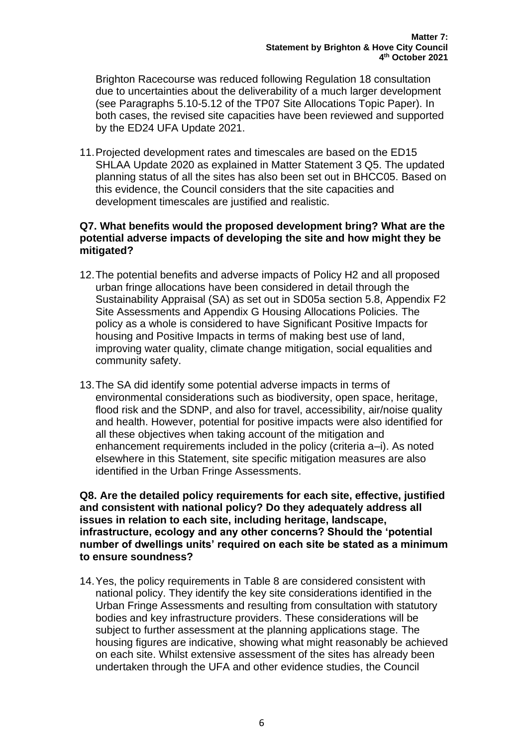Brighton Racecourse was reduced following Regulation 18 consultation due to uncertainties about the deliverability of a much larger development (see Paragraphs 5.10-5.12 of the TP07 Site Allocations Topic Paper). In both cases, the revised site capacities have been reviewed and supported by the ED24 UFA Update 2021.

11. Projected development rates and timescales are based on the ED15 SHLAA Update 2020 as explained in Matter Statement 3 Q5. The updated planning status of all the sites has also been set out in BHCC05. Based on this evidence, the Council considers that the site capacities and development timescales are justified and realistic.

**Q7. What benefits would the proposed development bring? What are the potential adverse impacts of developing the site and how might they be mitigated?**

12. The potential benefits and adverse impacts of Policy H2 and all proposed urban fringe allocations have been considered in detail through the Sustainability Appraisal (SA) as set out in SD05a section 5.8, Appendix F2 Site Assessments and Appendix G Housing Allocations Policies. The policy as a whole is considered to have Significant Positive Impacts for housing and Positive Impacts in terms of making best use of land, improving water quality, climate change mitigation, social equalities and community safety.

13. The SA did identify some potential adverse impacts in terms of environmental considerations such as biodiversity, open space, heritage, flood risk and the SDNP, and also for travel, accessibility, air/noise quality and health. However, potential for positive impacts were also identified for all these objectives when taking account of the mitigation and enhancement requirements included in the policy (criteria a–i). As noted elsewhere in this Statement, site specific mitigation measures are also identified in the Urban Fringe Assessments.

**Q8. Are the detailed policy requirements for each site, effective, justified and consistent with national policy? Do they adequately address all issues in relation to each site, including heritage, landscape, infrastructure, ecology and any other concerns? Should the 'potential number of dwellings units' required on each site be stated as a minimum to ensure soundness?**

14. Yes, the policy requirements in Table 8 are considered consistent with national policy. They identify the key site considerations identified in the Urban Fringe Assessments and resulting from consultation with statutory bodies and key infrastructure providers. These considerations will be subject to further assessment at the planning applications stage. The housing figures are indicative, showing what might reasonably be achieved on each site. Whilst extensive assessment of the sites has already been undertaken through the UFA and other evidence studies, the Council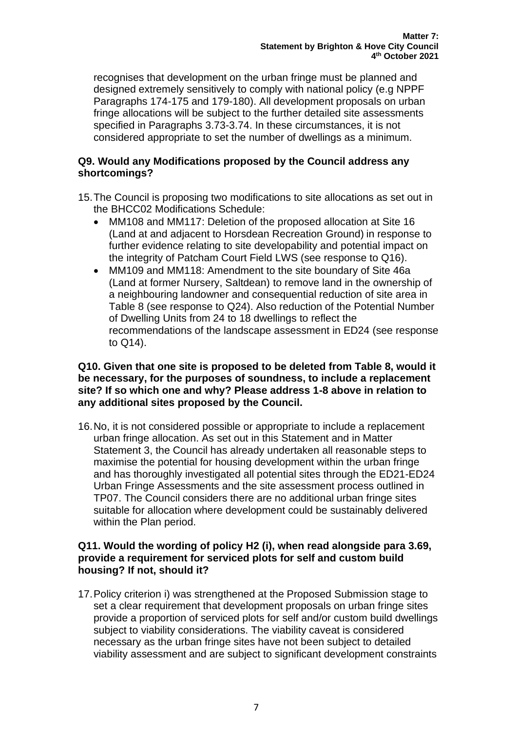recognises that development on the urban fringe must be planned and designed extremely sensitively to comply with national policy (e.g NPPF Paragraphs 174-175 and 179-180). All development proposals on urban fringe allocations will be subject to the further detailed site assessments specified in Paragraphs 3.73-3.74. In these circumstances, it is not considered appropriate to set the number of dwellings as a minimum.

**Q9. Would any Modifications proposed by the Council address any shortcomings?**

15. The Council is proposing two modifications to site allocations as set out in the BHCC02 Modifications Schedule:
    - MM108 and MM117: Deletion of the proposed allocation at Site 16 (Land at and adjacent to Horsdean Recreation Ground) in response to further evidence relating to site developability and potential impact on the integrity of Patcham Court Field LWS (see response to Q16).
    - MM109 and MM118: Amendment to the site boundary of Site 46a (Land at former Nursery, Saltdean) to remove land in the ownership of a neighbouring landowner and consequential reduction of site area in Table 8 (see response to Q24). Also reduction of the Potential Number of Dwelling Units from 24 to 18 dwellings to reflect the recommendations of the landscape assessment in ED24 (see response to Q14).

**Q10. Given that one site is proposed to be deleted from Table 8, would it be necessary, for the purposes of soundness, to include a replacement site? If so which one and why? Please address 1-8 above in relation to any additional sites proposed by the Council.**

16. No, it is not considered possible or appropriate to include a replacement urban fringe allocation. As set out in this Statement and in Matter Statement 3, the Council has already undertaken all reasonable steps to maximise the potential for housing development within the urban fringe and has thoroughly investigated all potential sites through the ED21-ED24 Urban Fringe Assessments and the site assessment process outlined in TP07. The Council considers there are no additional urban fringe sites suitable for allocation where development could be sustainably delivered within the Plan period.

**Q11. Would the wording of policy H2 (i), when read alongside para 3.69, provide a requirement for serviced plots for self and custom build housing? If not, should it?**

17. Policy criterion i) was strengthened at the Proposed Submission stage to set a clear requirement that development proposals on urban fringe sites provide a proportion of serviced plots for self and/or custom build dwellings subject to viability considerations. The viability caveat is considered necessary as the urban fringe sites have not been subject to detailed viability assessment and are subject to significant development constraints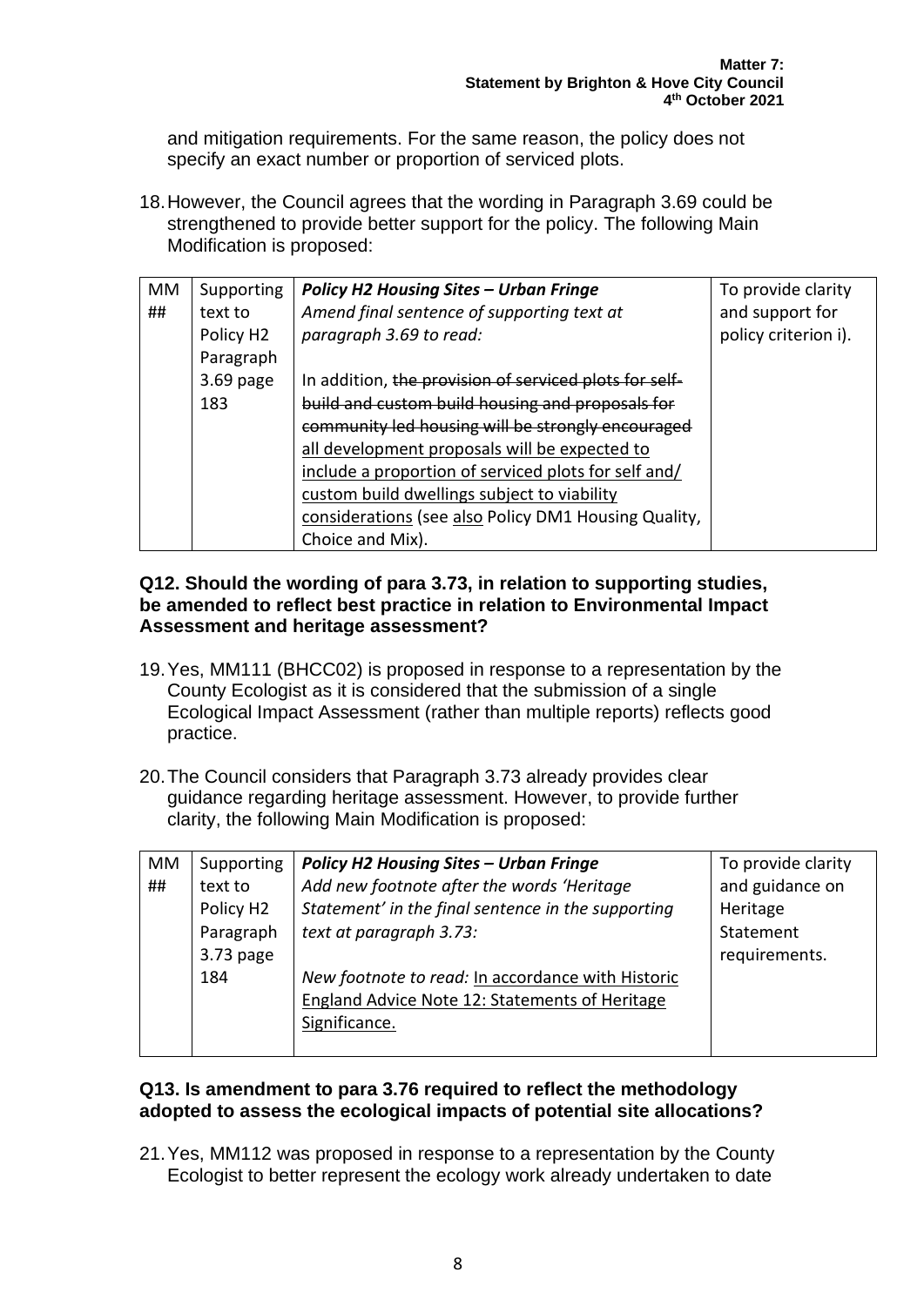and mitigation requirements. For the same reason, the policy does not specify an exact number or proportion of serviced plots.

18. However, the Council agrees that the wording in Paragraph 3.69 could be strengthened to provide better support for the policy. The following Main Modification is proposed:

| MM ## | Supporting text to Policy H2 Paragraph 3.69 page 183 | ***Policy H2 Housing Sites – Urban Fringe*** *Amend final sentence of supporting text at paragraph 3.69 to read:* In addition, ~~the provision of serviced plots for self-build and custom build housing and proposals for community led housing will be strongly encouraged~~ <u>all development proposals will be expected to include a proportion of serviced plots for self and/ custom build dwellings subject to viability considerations</u> (see <u>also</u> Policy DM1 Housing Quality, Choice and Mix). | To provide clarity and support for policy criterion i). |
|---|---|---|---|

### Q12. Should the wording of para 3.73, in relation to supporting studies, be amended to reflect best practice in relation to Environmental Impact Assessment and heritage assessment?

19. Yes, MM111 (BHCC02) is proposed in response to a representation by the County Ecologist as it is considered that the submission of a single Ecological Impact Assessment (rather than multiple reports) reflects good practice.

20. The Council considers that Paragraph 3.73 already provides clear guidance regarding heritage assessment. However, to provide further clarity, the following Main Modification is proposed:

| MM ## | Supporting text to Policy H2 Paragraph 3.73 page 184 | ***Policy H2 Housing Sites – Urban Fringe*** *Add new footnote after the words 'Heritage Statement' in the final sentence in the supporting text at paragraph 3.73:* *New footnote to read:* <u>In accordance with Historic England Advice Note 12: Statements of Heritage Significance.</u> | To provide clarity and guidance on Heritage Statement requirements. |
|---|---|---|---|

### Q13. Is amendment to para 3.76 required to reflect the methodology adopted to assess the ecological impacts of potential site allocations?

21. Yes, MM112 was proposed in response to a representation by the County Ecologist to better represent the ecology work already undertaken to date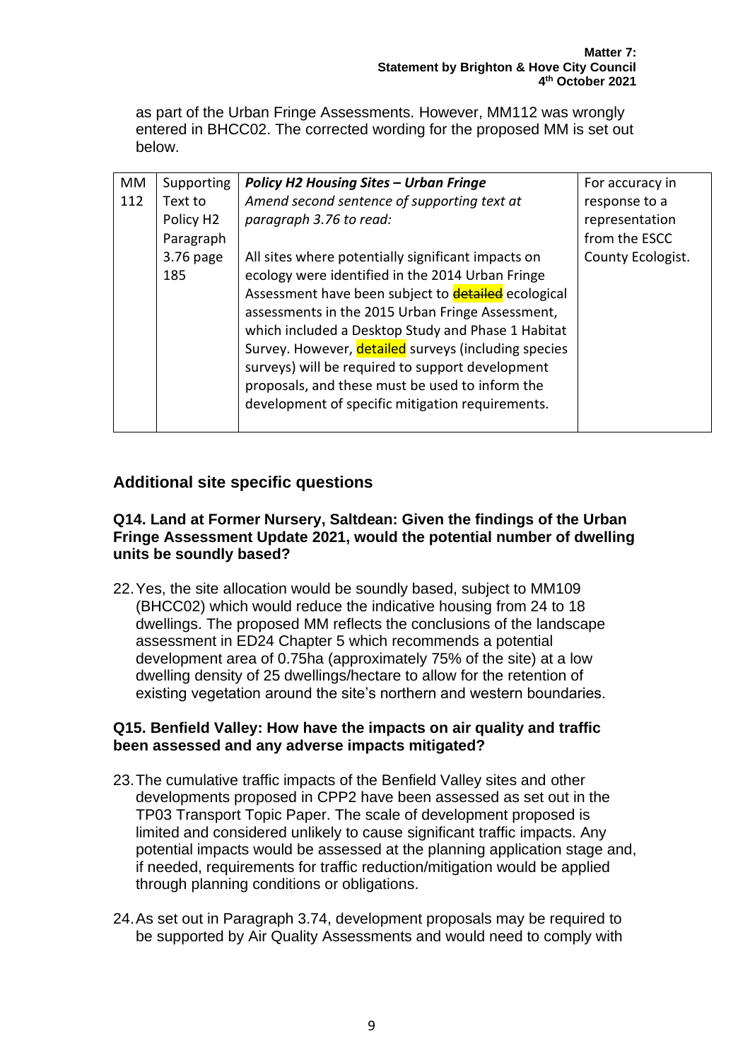as part of the Urban Fringe Assessments. However, MM112 was wrongly entered in BHCC02. The corrected wording for the proposed MM is set out below.

| MM 112 | Supporting Text to Policy H2 Paragraph 3.76 page 185 | ***Policy H2 Housing Sites – Urban Fringe*** <br> *Amend second sentence of supporting text at paragraph 3.76 to read:* <br><br> All sites where potentially significant impacts on ecology were identified in the 2014 Urban Fringe Assessment have been subject to ~~detailed~~ ecological assessments in the 2015 Urban Fringe Assessment, which included a Desktop Study and Phase 1 Habitat Survey. However, detailed surveys (including species surveys) will be required to support development proposals, and these must be used to inform the development of specific mitigation requirements. | For accuracy in response to a representation from the ESCC County Ecologist. |
|---|---|---|---|

## Additional site specific questions

**Q14. Land at Former Nursery, Saltdean: Given the findings of the Urban Fringe Assessment Update 2021, would the potential number of dwelling units be soundly based?**

22. Yes, the site allocation would be soundly based, subject to MM109 (BHCC02) which would reduce the indicative housing from 24 to 18 dwellings. The proposed MM reflects the conclusions of the landscape assessment in ED24 Chapter 5 which recommends a potential development area of 0.75ha (approximately 75% of the site) at a low dwelling density of 25 dwellings/hectare to allow for the retention of existing vegetation around the site's northern and western boundaries.

**Q15. Benfield Valley: How have the impacts on air quality and traffic been assessed and any adverse impacts mitigated?**

23. The cumulative traffic impacts of the Benfield Valley sites and other developments proposed in CPP2 have been assessed as set out in the TP03 Transport Topic Paper. The scale of development proposed is limited and considered unlikely to cause significant traffic impacts. Any potential impacts would be assessed at the planning application stage and, if needed, requirements for traffic reduction/mitigation would be applied through planning conditions or obligations.

24. As set out in Paragraph 3.74, development proposals may be required to be supported by Air Quality Assessments and would need to comply with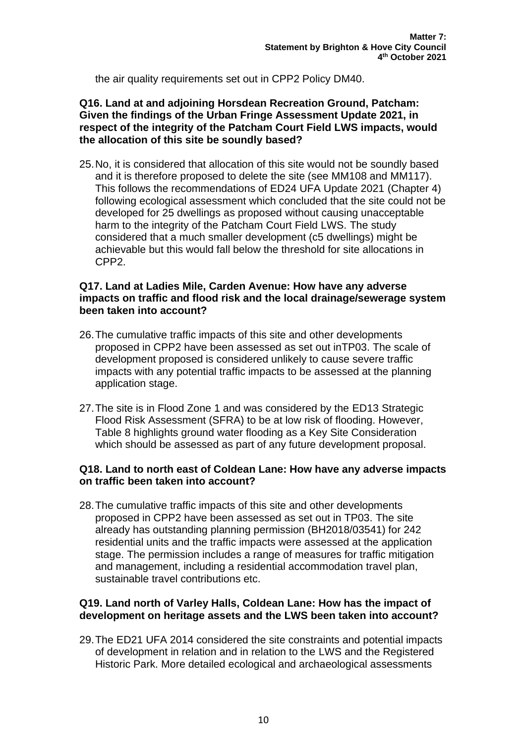the air quality requirements set out in CPP2 Policy DM40.

**Q16. Land at and adjoining Horsdean Recreation Ground, Patcham: Given the findings of the Urban Fringe Assessment Update 2021, in respect of the integrity of the Patcham Court Field LWS impacts, would the allocation of this site be soundly based?**

25. No, it is considered that allocation of this site would not be soundly based and it is therefore proposed to delete the site (see MM108 and MM117). This follows the recommendations of ED24 UFA Update 2021 (Chapter 4) following ecological assessment which concluded that the site could not be developed for 25 dwellings as proposed without causing unacceptable harm to the integrity of the Patcham Court Field LWS. The study considered that a much smaller development (c5 dwellings) might be achievable but this would fall below the threshold for site allocations in CPP2.

**Q17. Land at Ladies Mile, Carden Avenue: How have any adverse impacts on traffic and flood risk and the local drainage/sewerage system been taken into account?**

26. The cumulative traffic impacts of this site and other developments proposed in CPP2 have been assessed as set out inTP03. The scale of development proposed is considered unlikely to cause severe traffic impacts with any potential traffic impacts to be assessed at the planning application stage.

27. The site is in Flood Zone 1 and was considered by the ED13 Strategic Flood Risk Assessment (SFRA) to be at low risk of flooding. However, Table 8 highlights ground water flooding as a Key Site Consideration which should be assessed as part of any future development proposal.

**Q18. Land to north east of Coldean Lane: How have any adverse impacts on traffic been taken into account?**

28. The cumulative traffic impacts of this site and other developments proposed in CPP2 have been assessed as set out in TP03. The site already has outstanding planning permission (BH2018/03541) for 242 residential units and the traffic impacts were assessed at the application stage. The permission includes a range of measures for traffic mitigation and management, including a residential accommodation travel plan, sustainable travel contributions etc.

**Q19. Land north of Varley Halls, Coldean Lane: How has the impact of development on heritage assets and the LWS been taken into account?**

29. The ED21 UFA 2014 considered the site constraints and potential impacts of development in relation and in relation to the LWS and the Registered Historic Park. More detailed ecological and archaeological assessments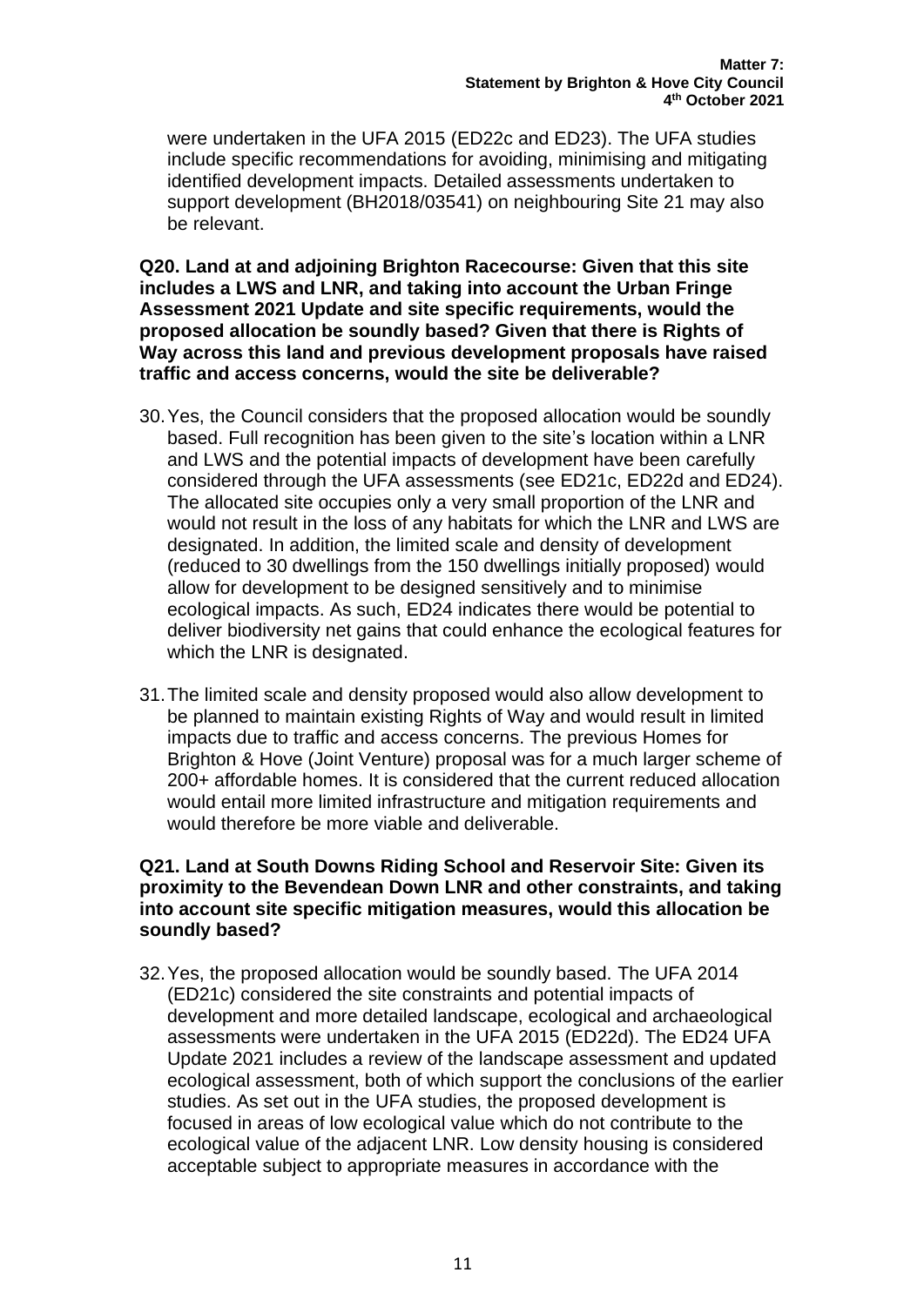were undertaken in the UFA 2015 (ED22c and ED23). The UFA studies include specific recommendations for avoiding, minimising and mitigating identified development impacts. Detailed assessments undertaken to support development (BH2018/03541) on neighbouring Site 21 may also be relevant.

**Q20. Land at and adjoining Brighton Racecourse: Given that this site includes a LWS and LNR, and taking into account the Urban Fringe Assessment 2021 Update and site specific requirements, would the proposed allocation be soundly based? Given that there is Rights of Way across this land and previous development proposals have raised traffic and access concerns, would the site be deliverable?**

30. Yes, the Council considers that the proposed allocation would be soundly based. Full recognition has been given to the site's location within a LNR and LWS and the potential impacts of development have been carefully considered through the UFA assessments (see ED21c, ED22d and ED24). The allocated site occupies only a very small proportion of the LNR and would not result in the loss of any habitats for which the LNR and LWS are designated. In addition, the limited scale and density of development (reduced to 30 dwellings from the 150 dwellings initially proposed) would allow for development to be designed sensitively and to minimise ecological impacts. As such, ED24 indicates there would be potential to deliver biodiversity net gains that could enhance the ecological features for which the LNR is designated.

31. The limited scale and density proposed would also allow development to be planned to maintain existing Rights of Way and would result in limited impacts due to traffic and access concerns. The previous Homes for Brighton & Hove (Joint Venture) proposal was for a much larger scheme of 200+ affordable homes. It is considered that the current reduced allocation would entail more limited infrastructure and mitigation requirements and would therefore be more viable and deliverable.

**Q21. Land at South Downs Riding School and Reservoir Site: Given its proximity to the Bevendean Down LNR and other constraints, and taking into account site specific mitigation measures, would this allocation be soundly based?**

32. Yes, the proposed allocation would be soundly based. The UFA 2014 (ED21c) considered the site constraints and potential impacts of development and more detailed landscape, ecological and archaeological assessments were undertaken in the UFA 2015 (ED22d). The ED24 UFA Update 2021 includes a review of the landscape assessment and updated ecological assessment, both of which support the conclusions of the earlier studies. As set out in the UFA studies, the proposed development is focused in areas of low ecological value which do not contribute to the ecological value of the adjacent LNR. Low density housing is considered acceptable subject to appropriate measures in accordance with the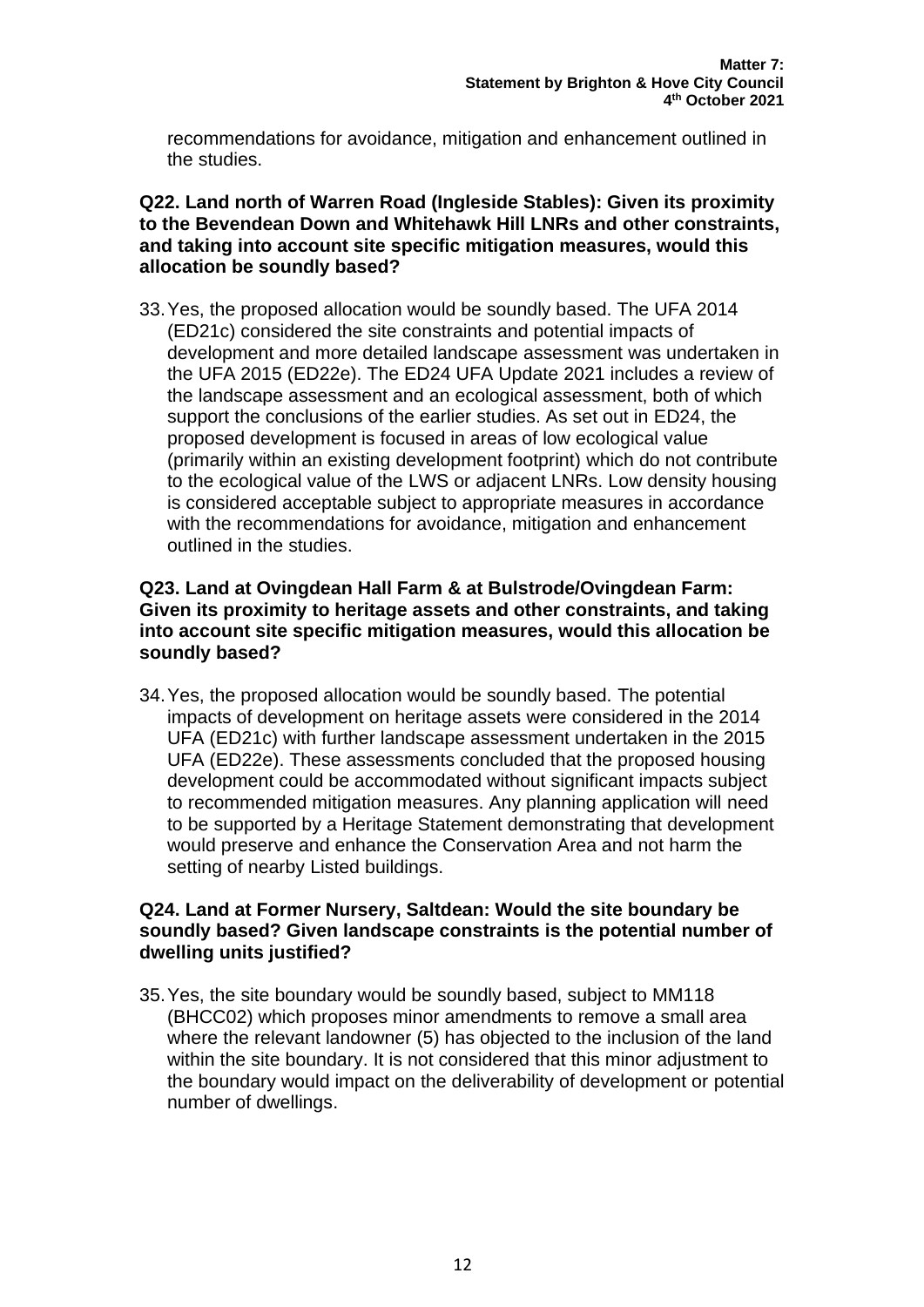recommendations for avoidance, mitigation and enhancement outlined in the studies.

**Q22. Land north of Warren Road (Ingleside Stables): Given its proximity to the Bevendean Down and Whitehawk Hill LNRs and other constraints, and taking into account site specific mitigation measures, would this allocation be soundly based?**

33. Yes, the proposed allocation would be soundly based. The UFA 2014 (ED21c) considered the site constraints and potential impacts of development and more detailed landscape assessment was undertaken in the UFA 2015 (ED22e). The ED24 UFA Update 2021 includes a review of the landscape assessment and an ecological assessment, both of which support the conclusions of the earlier studies. As set out in ED24, the proposed development is focused in areas of low ecological value (primarily within an existing development footprint) which do not contribute to the ecological value of the LWS or adjacent LNRs. Low density housing is considered acceptable subject to appropriate measures in accordance with the recommendations for avoidance, mitigation and enhancement outlined in the studies.

**Q23. Land at Ovingdean Hall Farm & at Bulstrode/Ovingdean Farm: Given its proximity to heritage assets and other constraints, and taking into account site specific mitigation measures, would this allocation be soundly based?**

34. Yes, the proposed allocation would be soundly based. The potential impacts of development on heritage assets were considered in the 2014 UFA (ED21c) with further landscape assessment undertaken in the 2015 UFA (ED22e). These assessments concluded that the proposed housing development could be accommodated without significant impacts subject to recommended mitigation measures. Any planning application will need to be supported by a Heritage Statement demonstrating that development would preserve and enhance the Conservation Area and not harm the setting of nearby Listed buildings.

**Q24. Land at Former Nursery, Saltdean: Would the site boundary be soundly based? Given landscape constraints is the potential number of dwelling units justified?**

35. Yes, the site boundary would be soundly based, subject to MM118 (BHCC02) which proposes minor amendments to remove a small area where the relevant landowner (5) has objected to the inclusion of the land within the site boundary. It is not considered that this minor adjustment to the boundary would impact on the deliverability of development or potential number of dwellings.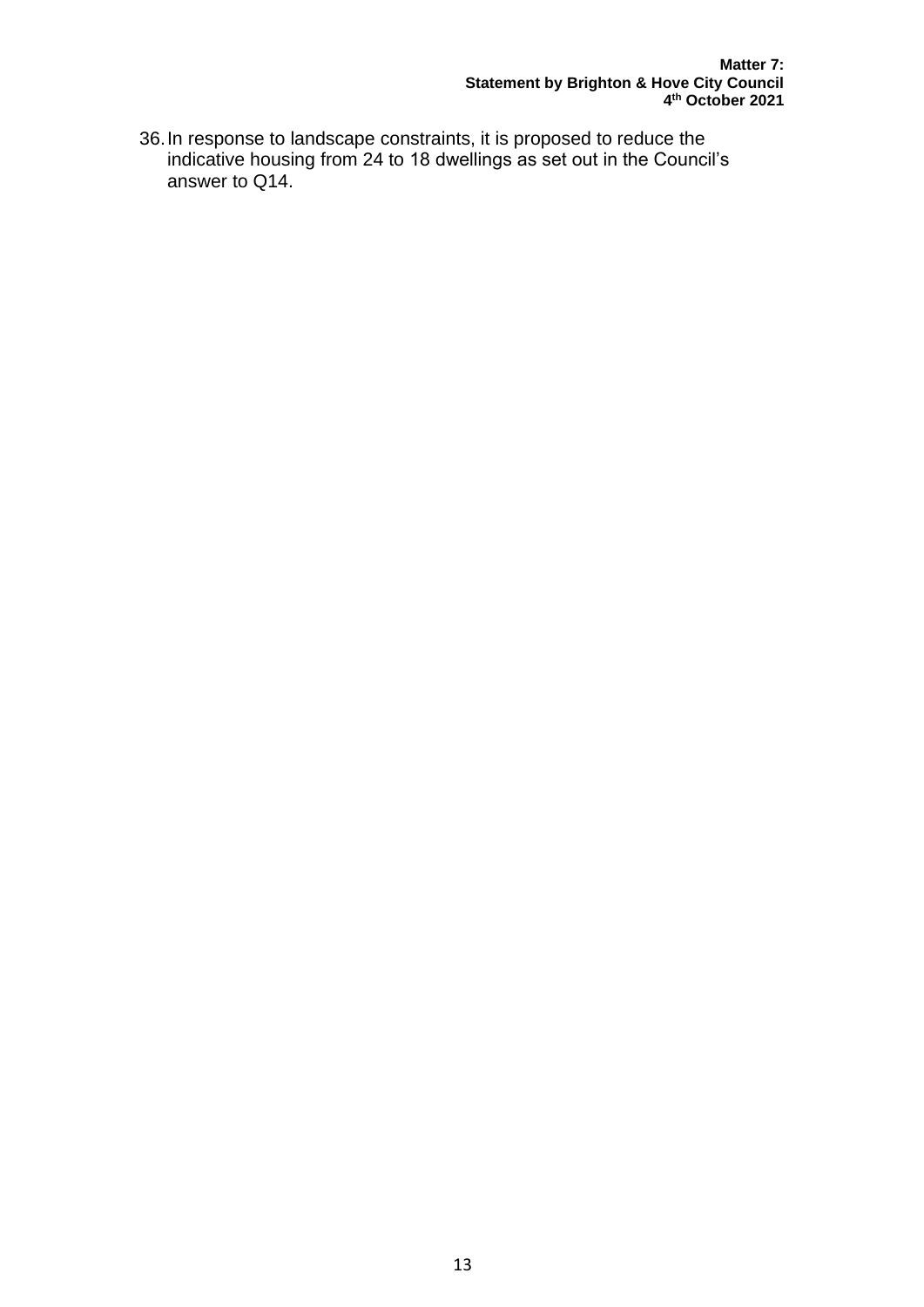36. In response to landscape constraints, it is proposed to reduce the indicative housing from 24 to 18 dwellings as set out in the Council's answer to Q14.